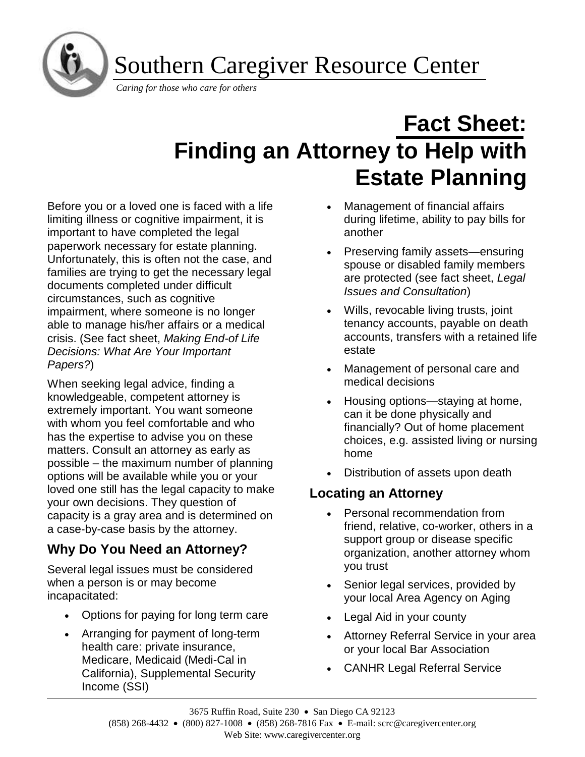Southern Caregiver Resource Center

*Caring for those who care for others*

# Fact Sheet: Finding an Attorney to Help with Estate Planning

Before you or a loved one is faced with a life limiting illness or cognitive impairment, it is important to have completed the legal paperwork necessary for estate planning. Unfortunately, this is often not the case, and families are trying to get the necessary legal documents completed under difficult circumstances, such as cognitive impairment, where someone is no longer able to manage his/her affairs or a medical crisis. (See fact sheet, *Making End-of Life Decisions: What Are Your Important Papers?*)

When seeking legal advice, finding a knowledgeable, competent attorney is extremely important. You want someone with whom you feel comfortable and who has the expertise to advise you on these matters. Consult an attorney as early as possible – the maximum number of planning options will be available while you or your loved one still has the legal capacity to make your own decisions. They question of capacity is a gray area and is determined on a case-by-case basis by the attorney.

## Why Do You Need an Attorney?

Several legal issues must be considered when a person is or may become incapacitated:

- Options for paying for long term care
- Arranging for payment of long-term health care: private insurance, Medicare, Medicaid (Medi-Cal in California), Supplemental Security Income (SSI)
- Management of financial affairs during lifetime, ability to pay bills for another
- Preserving family assets—ensuring spouse or disabled family members are protected (see fact sheet, *Legal Issues and Consultation*)
- Wills, revocable living trusts, joint tenancy accounts, payable on death accounts, transfers with a retained life estate
- Management of personal care and medical decisions
- Housing options—staying at home, can it be done physically and financially? Out of home placement choices, e.g. assisted living or nursing home
- Distribution of assets upon death

## Locating an Attorney

- Personal recommendation from friend, relative, co-worker, others in a support group or disease specific organization, another attorney whom you trust
- Senior legal services, provided by your local Area Agency on Aging
- Legal Aid in your county
- Attorney Referral Service in your area or your local Bar Association
- CANHR Legal Referral Service

3675 Ruffin Road, Suite 230 • San Diego CA 92123
(858) 268-4432 • (800) 827-1008 • (858) 268-7816 Fax • E-mail: scrc@caregivercenter.org
Web Site: www.caregivercenter.org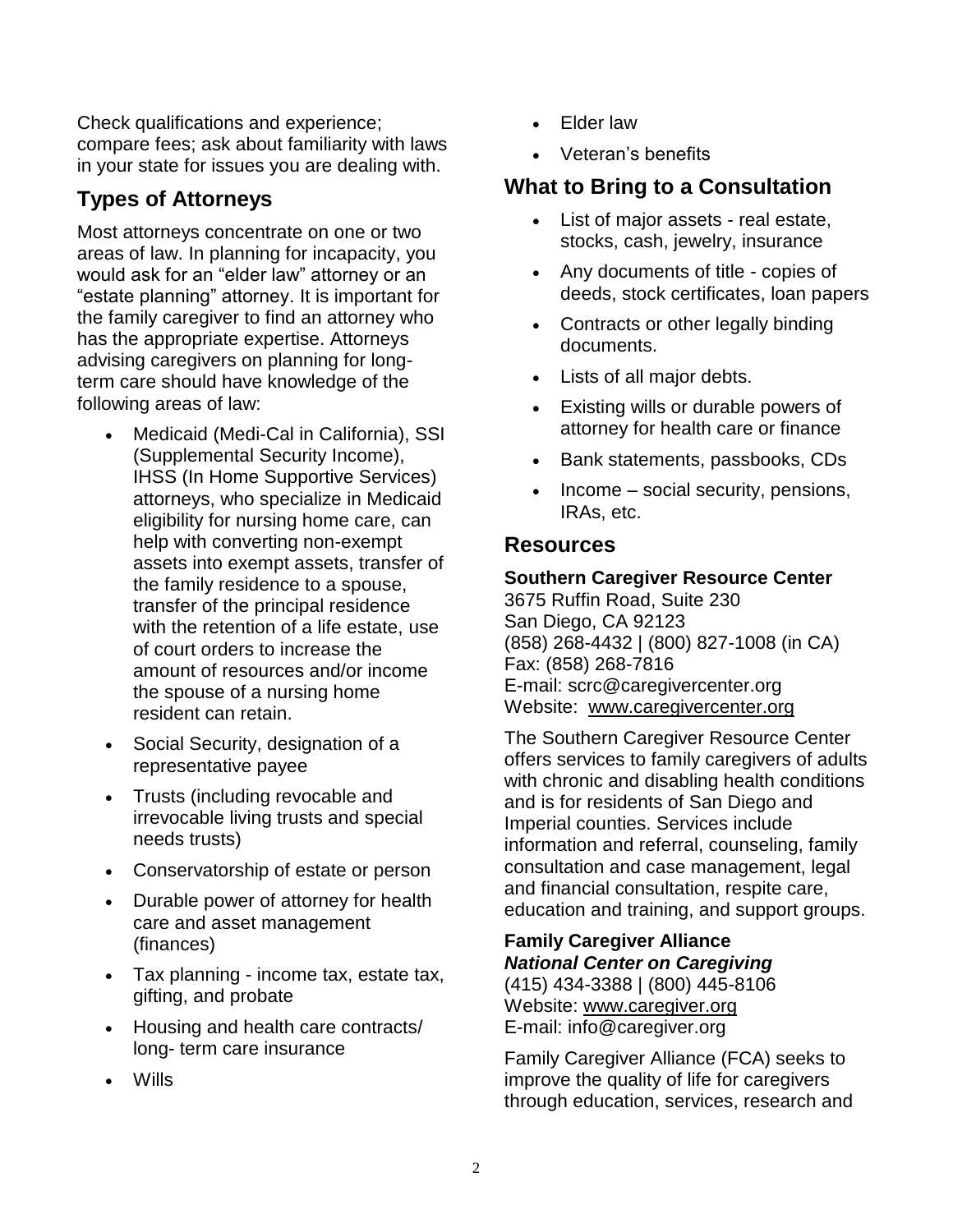Check qualifications and experience; compare fees; ask about familiarity with laws in your state for issues you are dealing with.

## Types of Attorneys

Most attorneys concentrate on one or two areas of law. In planning for incapacity, you would ask for an "elder law" attorney or an "estate planning" attorney. It is important for the family caregiver to find an attorney who has the appropriate expertise. Attorneys advising caregivers on planning for long-term care should have knowledge of the following areas of law:

- Medicaid (Medi-Cal in California), SSI (Supplemental Security Income), IHSS (In Home Supportive Services) attorneys, who specialize in Medicaid eligibility for nursing home care, can help with converting non-exempt assets into exempt assets, transfer of the family residence to a spouse, transfer of the principal residence with the retention of a life estate, use of court orders to increase the amount of resources and/or income the spouse of a nursing home resident can retain.
- Social Security, designation of a representative payee
- Trusts (including revocable and irrevocable living trusts and special needs trusts)
- Conservatorship of estate or person
- Durable power of attorney for health care and asset management (finances)
- Tax planning - income tax, estate tax, gifting, and probate
- Housing and health care contracts/ long- term care insurance
- Wills
- Elder law
- Veteran's benefits

## What to Bring to a Consultation

- List of major assets - real estate, stocks, cash, jewelry, insurance
- Any documents of title - copies of deeds, stock certificates, loan papers
- Contracts or other legally binding documents.
- Lists of all major debts.
- Existing wills or durable powers of attorney for health care or finance
- Bank statements, passbooks, CDs
- Income – social security, pensions, IRAs, etc.

## Resources

**Southern Caregiver Resource Center**
3675 Ruffin Road, Suite 230
San Diego, CA 92123
(858) 268-4432 | (800) 827-1008 (in CA)
Fax: (858) 268-7816
E-mail: scrc@caregivercenter.org
Website: www.caregivercenter.org

The Southern Caregiver Resource Center offers services to family caregivers of adults with chronic and disabling health conditions and is for residents of San Diego and Imperial counties. Services include information and referral, counseling, family consultation and case management, legal and financial consultation, respite care, education and training, and support groups.

**Family Caregiver Alliance**
***National Center on Caregiving***
(415) 434-3388 | (800) 445-8106
Website: www.caregiver.org
E-mail: info@caregiver.org

Family Caregiver Alliance (FCA) seeks to improve the quality of life for caregivers through education, services, research and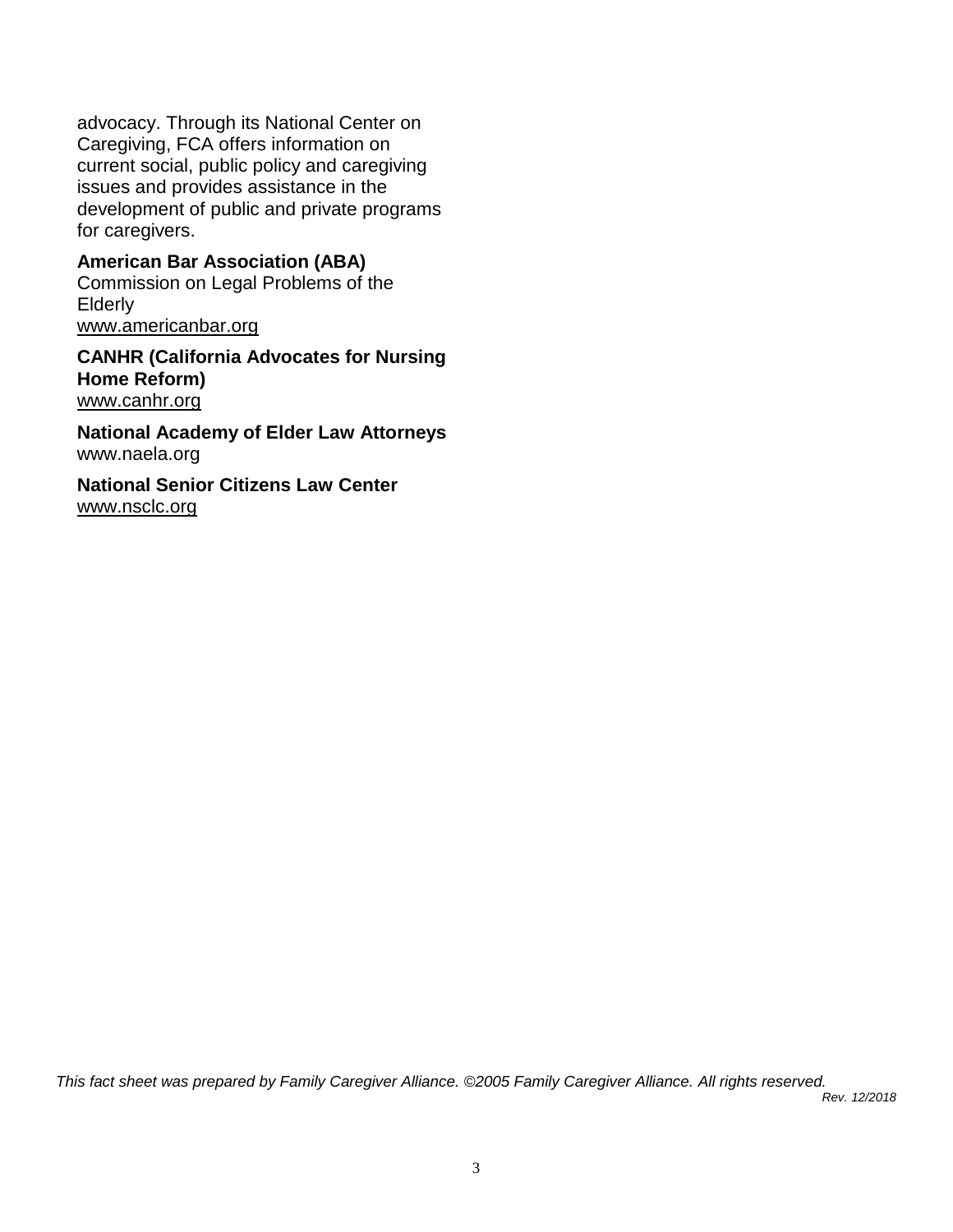advocacy. Through its National Center on Caregiving, FCA offers information on current social, public policy and caregiving issues and provides assistance in the development of public and private programs for caregivers.

**American Bar Association (ABA)**
Commission on Legal Problems of the Elderly
www.americanbar.org

**CANHR (California Advocates for Nursing Home Reform)**
www.canhr.org

**National Academy of Elder Law Attorneys**
www.naela.org

**National Senior Citizens Law Center**
www.nsclc.org

*This fact sheet was prepared by Family Caregiver Alliance. ©2005 Family Caregiver Alliance. All rights reserved.*
*Rev. 12/2018*